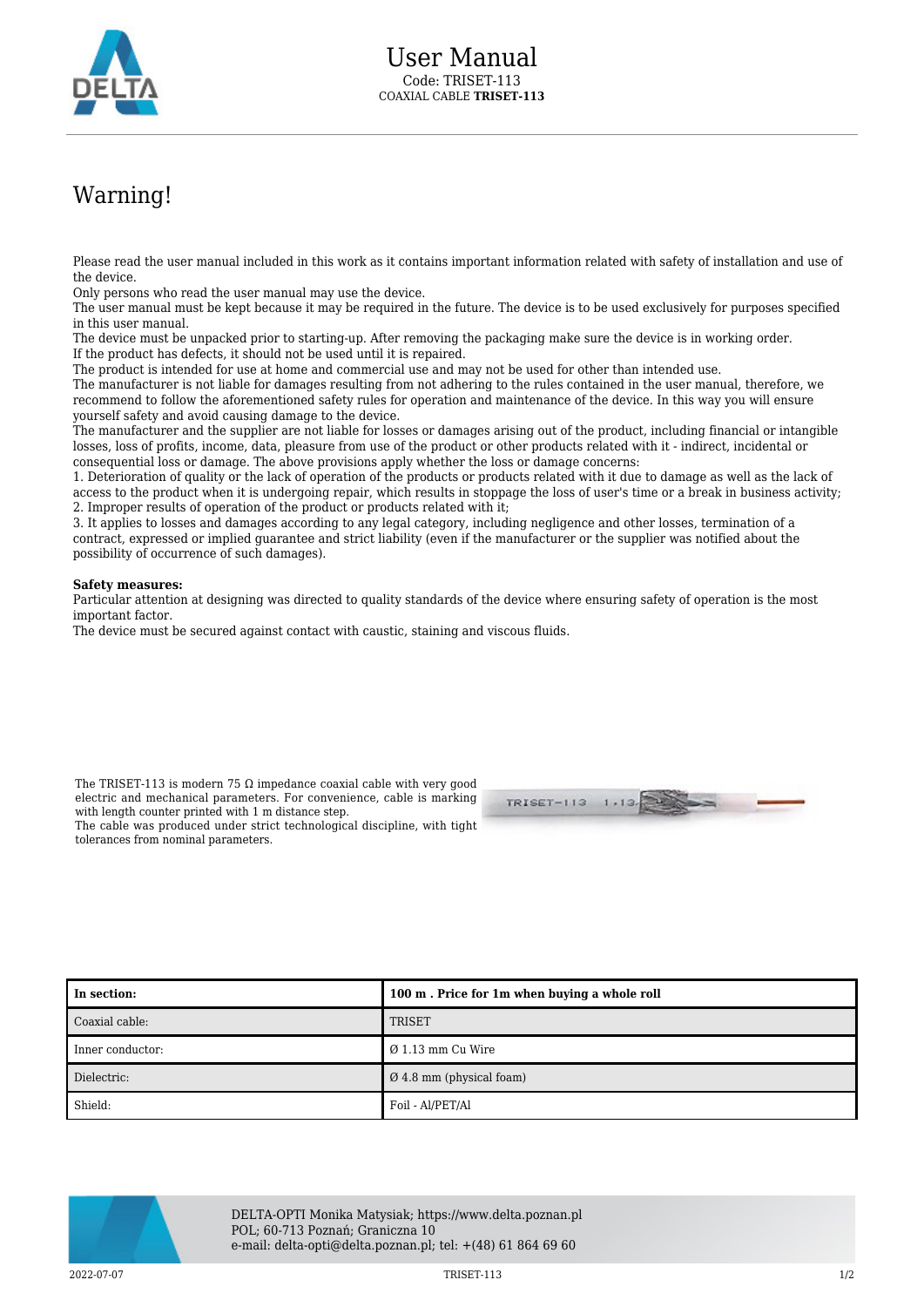# User Manual

Code: TRISET-113

COAXIAL CABLE **TRISET-113**

## Warning!

Please read the user manual included in this work as it contains important information related with safety of installation and use of the device.
Only persons who read the user manual may use the device.
The user manual must be kept because it may be required in the future. The device is to be used exclusively for purposes specified in this user manual.
The device must be unpacked prior to starting-up. After removing the packaging make sure the device is in working order.
If the product has defects, it should not be used until it is repaired.
The product is intended for use at home and commercial use and may not be used for other than intended use.
The manufacturer is not liable for damages resulting from not adhering to the rules contained in the user manual, therefore, we recommend to follow the aforementioned safety rules for operation and maintenance of the device. In this way you will ensure yourself safety and avoid causing damage to the device.
The manufacturer and the supplier are not liable for losses or damages arising out of the product, including financial or intangible losses, loss of profits, income, data, pleasure from use of the product or other products related with it - indirect, incidental or consequential loss or damage. The above provisions apply whether the loss or damage concerns:
1. Deterioration of quality or the lack of operation of the products or products related with it due to damage as well as the lack of access to the product when it is undergoing repair, which results in stoppage the loss of user's time or a break in business activity;
2. Improper results of operation of the product or products related with it;
3. It applies to losses and damages according to any legal category, including negligence and other losses, termination of a contract, expressed or implied guarantee and strict liability (even if the manufacturer or the supplier was notified about the possibility of occurrence of such damages).

**Safety measures:**
Particular attention at designing was directed to quality standards of the device where ensuring safety of operation is the most important factor.
The device must be secured against contact with caustic, staining and viscous fluids.

The TRISET-113 is modern 75 Ω impedance coaxial cable with very good electric and mechanical parameters. For convenience, cable is marking with length counter printed with 1 m distance step.
The cable was produced under strict technological discipline, with tight tolerances from nominal parameters.

| In section: | 100 m . Price for 1m when buying a whole roll |
|---|---|
| Coaxial cable: | TRISET |
| Inner conductor: | Ø 1.13 mm Cu Wire |
| Dielectric: | Ø 4.8 mm (physical foam) |
| Shield: | Foil - Al/PET/Al |

DELTA-OPTI Monika Matysiak; https://www.delta.poznan.pl
POL; 60-713 Poznań; Graniczna 10
e-mail: delta-opti@delta.poznan.pl; tel: +(48) 61 864 69 60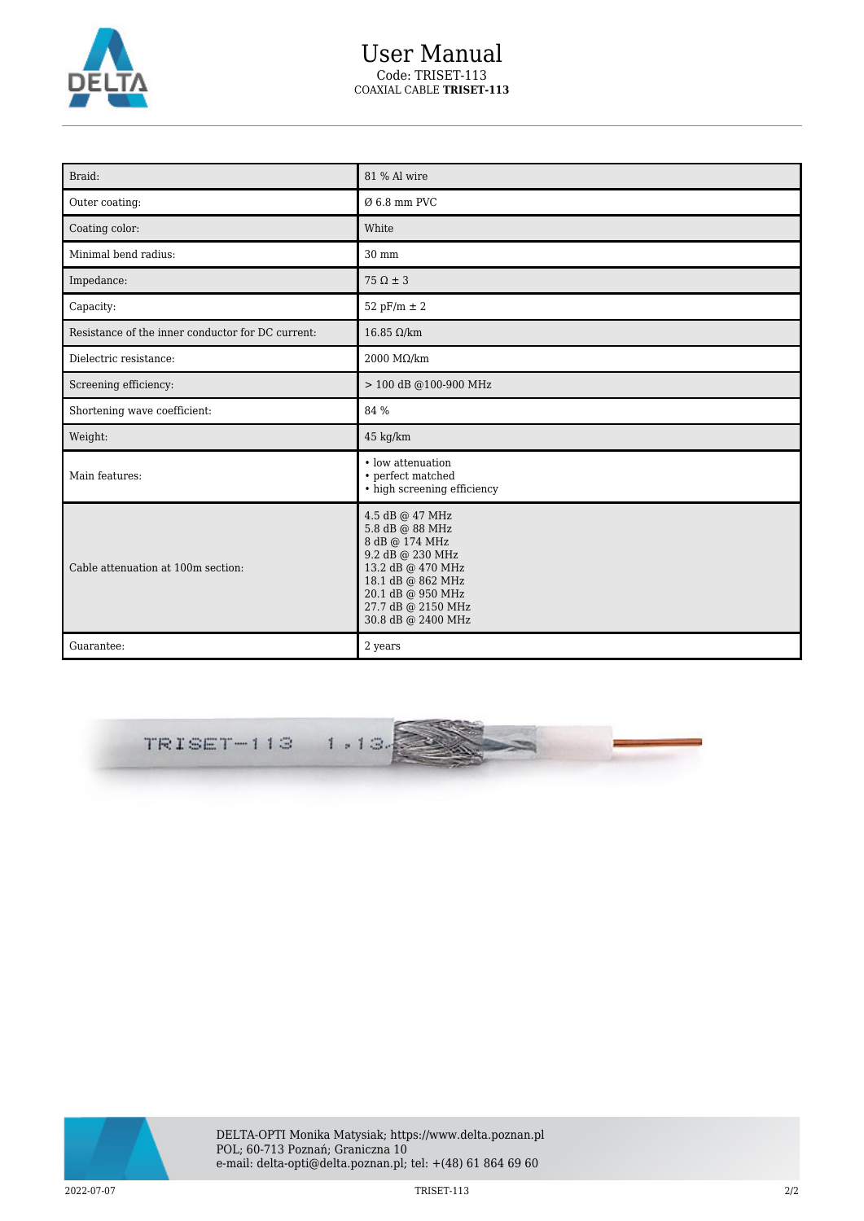# User Manual

Code: TRISET-113
COAXIAL CABLE **TRISET-113**

| | |
|---|---|
| Braid: | 81 % Al wire |
| Outer coating: | Ø 6.8 mm PVC |
| Coating color: | White |
| Minimal bend radius: | 30 mm |
| Impedance: | 75 Ω ± 3 |
| Capacity: | 52 pF/m ± 2 |
| Resistance of the inner conductor for DC current: | 16.85 Ω/km |
| Dielectric resistance: | 2000 MΩ/km |
| Screening efficiency: | > 100 dB @100-900 MHz |
| Shortening wave coefficient: | 84 % |
| Weight: | 45 kg/km |
| Main features: | • low attenuation<br>• perfect matched<br>• high screening efficiency |
| Cable attenuation at 100m section: | 4.5 dB @ 47 MHz<br>5.8 dB @ 88 MHz<br>8 dB @ 174 MHz<br>9.2 dB @ 230 MHz<br>13.2 dB @ 470 MHz<br>18.1 dB @ 862 MHz<br>20.1 dB @ 950 MHz<br>27.7 dB @ 2150 MHz<br>30.8 dB @ 2400 MHz |
| Guarantee: | 2 years |

DELTA-OPTI Monika Matysiak; https://www.delta.poznan.pl
POL; 60-713 Poznań; Graniczna 10
e-mail: delta-opti@delta.poznan.pl; tel: +(48) 61 864 69 60